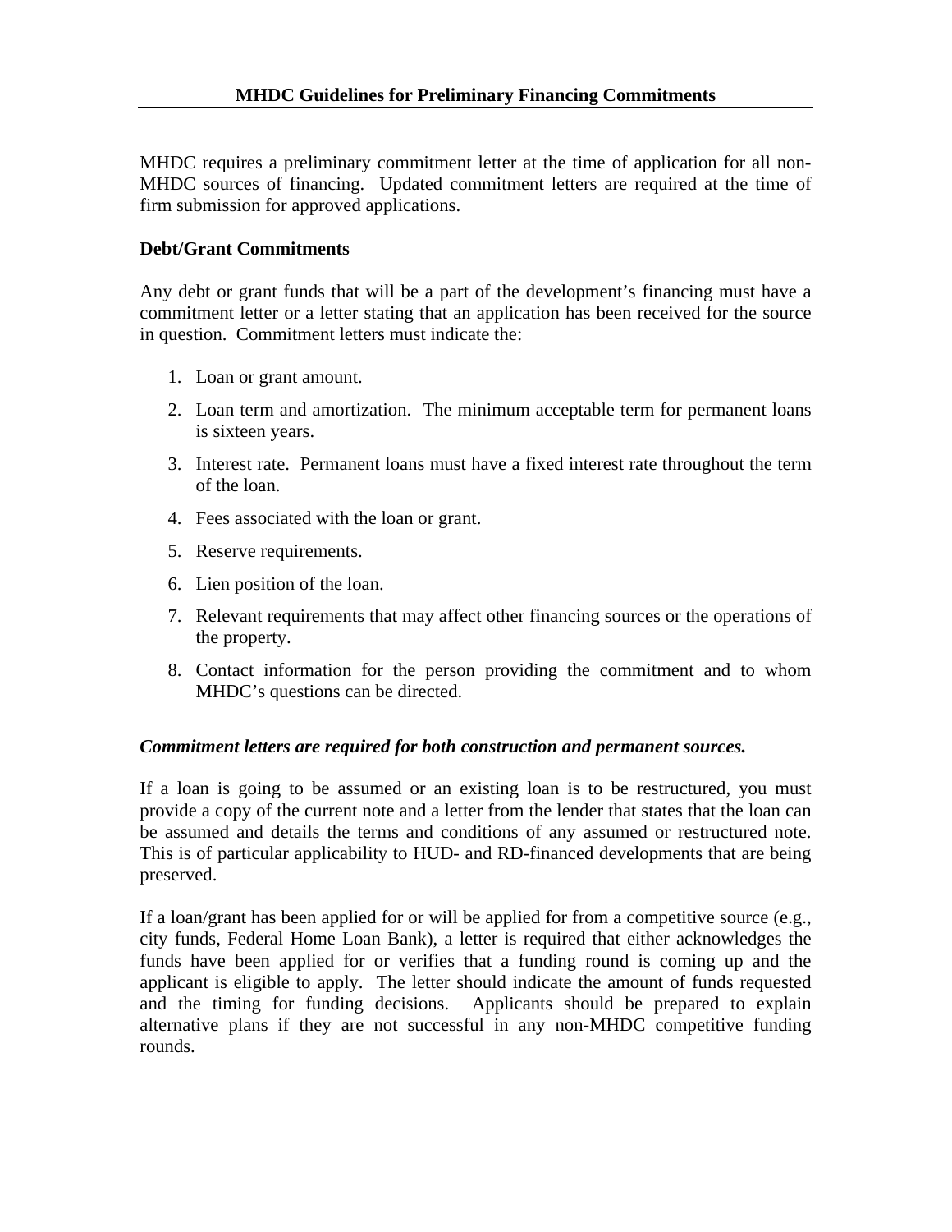# MHDC Guidelines for Preliminary Financing Commitments

MHDC requires a preliminary commitment letter at the time of application for all non-MHDC sources of financing. Updated commitment letters are required at the time of firm submission for approved applications.

## Debt/Grant Commitments

Any debt or grant funds that will be a part of the development's financing must have a commitment letter or a letter stating that an application has been received for the source in question. Commitment letters must indicate the:

1. Loan or grant amount.
2. Loan term and amortization. The minimum acceptable term for permanent loans is sixteen years.
3. Interest rate. Permanent loans must have a fixed interest rate throughout the term of the loan.
4. Fees associated with the loan or grant.
5. Reserve requirements.
6. Lien position of the loan.
7. Relevant requirements that may affect other financing sources or the operations of the property.
8. Contact information for the person providing the commitment and to whom MHDC's questions can be directed.

***Commitment letters are required for both construction and permanent sources.***

If a loan is going to be assumed or an existing loan is to be restructured, you must provide a copy of the current note and a letter from the lender that states that the loan can be assumed and details the terms and conditions of any assumed or restructured note. This is of particular applicability to HUD- and RD-financed developments that are being preserved.

If a loan/grant has been applied for or will be applied for from a competitive source (e.g., city funds, Federal Home Loan Bank), a letter is required that either acknowledges the funds have been applied for or verifies that a funding round is coming up and the applicant is eligible to apply. The letter should indicate the amount of funds requested and the timing for funding decisions. Applicants should be prepared to explain alternative plans if they are not successful in any non-MHDC competitive funding rounds.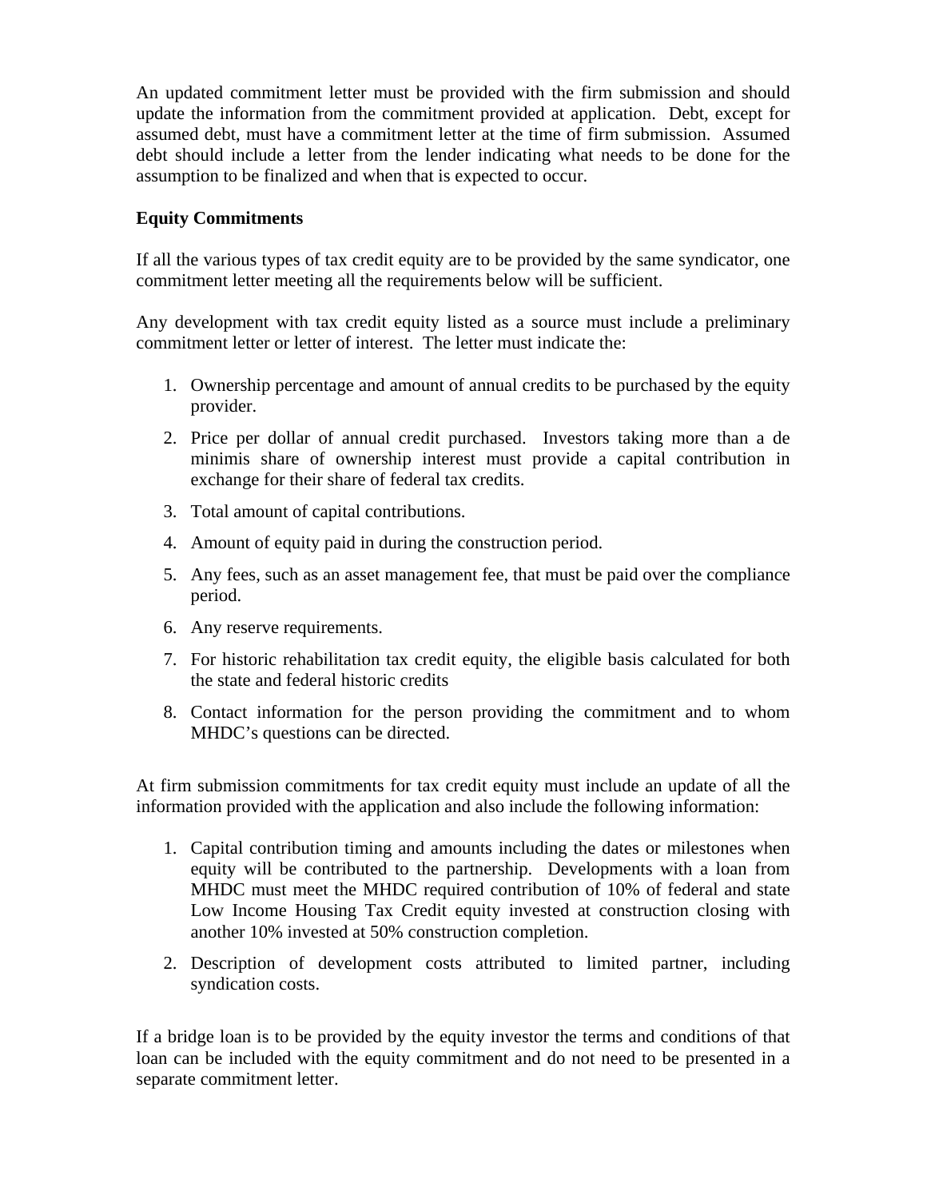An updated commitment letter must be provided with the firm submission and should update the information from the commitment provided at application. Debt, except for assumed debt, must have a commitment letter at the time of firm submission. Assumed debt should include a letter from the lender indicating what needs to be done for the assumption to be finalized and when that is expected to occur.

**Equity Commitments**

If all the various types of tax credit equity are to be provided by the same syndicator, one commitment letter meeting all the requirements below will be sufficient.

Any development with tax credit equity listed as a source must include a preliminary commitment letter or letter of interest. The letter must indicate the:

1. Ownership percentage and amount of annual credits to be purchased by the equity provider.
2. Price per dollar of annual credit purchased. Investors taking more than a de minimis share of ownership interest must provide a capital contribution in exchange for their share of federal tax credits.
3. Total amount of capital contributions.
4. Amount of equity paid in during the construction period.
5. Any fees, such as an asset management fee, that must be paid over the compliance period.
6. Any reserve requirements.
7. For historic rehabilitation tax credit equity, the eligible basis calculated for both the state and federal historic credits
8. Contact information for the person providing the commitment and to whom MHDC's questions can be directed.

At firm submission commitments for tax credit equity must include an update of all the information provided with the application and also include the following information:

1. Capital contribution timing and amounts including the dates or milestones when equity will be contributed to the partnership. Developments with a loan from MHDC must meet the MHDC required contribution of 10% of federal and state Low Income Housing Tax Credit equity invested at construction closing with another 10% invested at 50% construction completion.
2. Description of development costs attributed to limited partner, including syndication costs.

If a bridge loan is to be provided by the equity investor the terms and conditions of that loan can be included with the equity commitment and do not need to be presented in a separate commitment letter.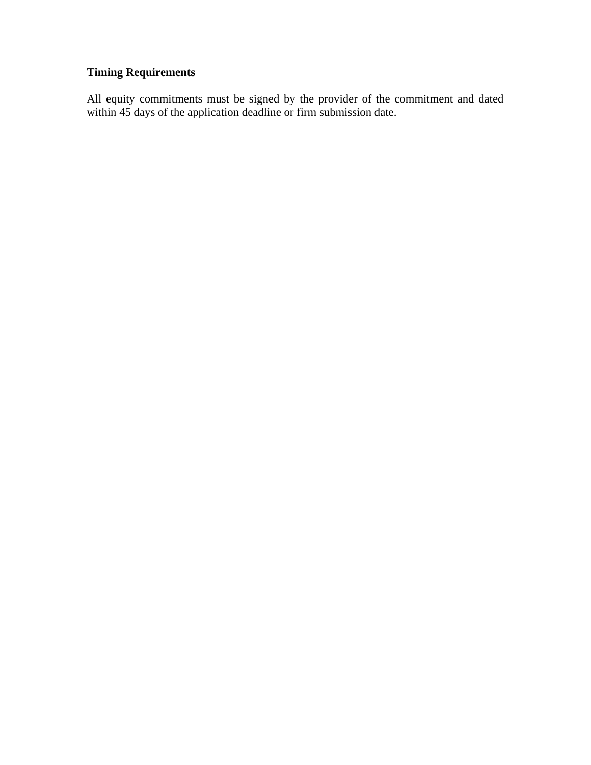**Timing Requirements**

All equity commitments must be signed by the provider of the commitment and dated within 45 days of the application deadline or firm submission date.